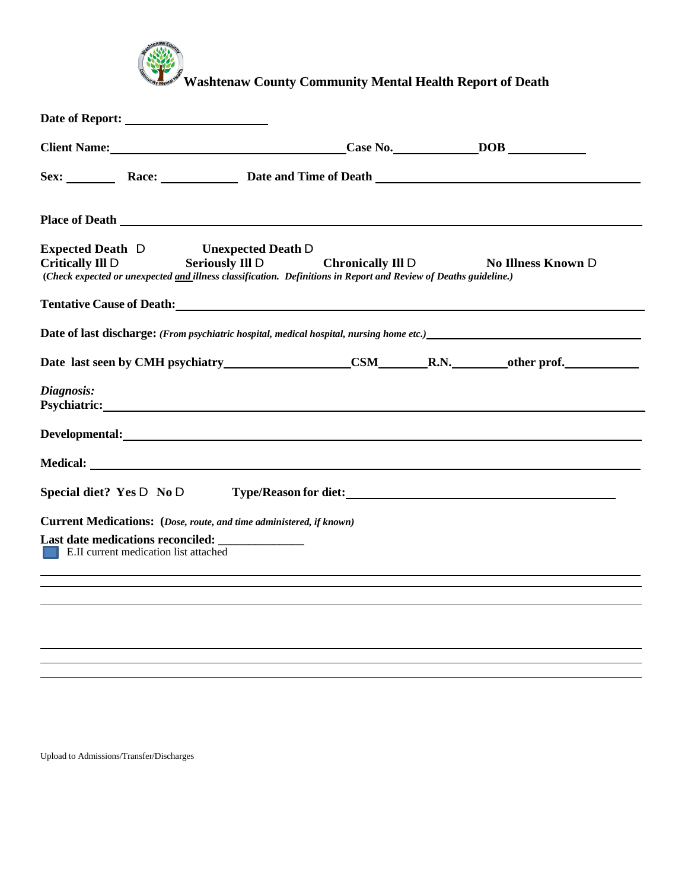# Washtenaw County Community Mental Health Report of Death

**Date of Report:** ______________________

**Client Name:** ____________________________________ **Case No.** _____________ **DOB** ____________

**Sex:** ________ **Race:** ____________ **Date and Time of Death** __________________________________________

**Place of Death** ______________________________________________________________________________

**Expected Death** D **Unexpected Death** D
**Critically Ill** D **Seriously Ill** D **Chronically Ill** D **No Illness Known** D
**(*Check expected or unexpected and illness classification. Definitions in Report and Review of Deaths guideline.*)**

**Tentative Cause of Death:** ______________________________________________________________________

**Date of last discharge:** ***(From psychiatric hospital, medical hospital, nursing home etc.)*** ________________________________

**Date last seen by CMH psychiatry** ____________________ **CSM** ________ **R.N.** ________ **other prof.** ___________

***Diagnosis:***
**Psychiatric:** ____________________________________________________________________________

**Developmental:** __________________________________________________________________________

**Medical:** _______________________________________________________________________________

**Special diet? Yes** D **No** D **Type/Reason for diet:** ___________________________________________

**Current Medications: (*Dose, route, and time administered, if known*)**

**Last date medications reconciled:** _____________

E.II current medication list attached

_______________________________________________________________________________________

_______________________________________________________________________________________

_______________________________________________________________________________________

_______________________________________________________________________________________

_______________________________________________________________________________________

_______________________________________________________________________________________

Upload to Admissions/Transfer/Discharges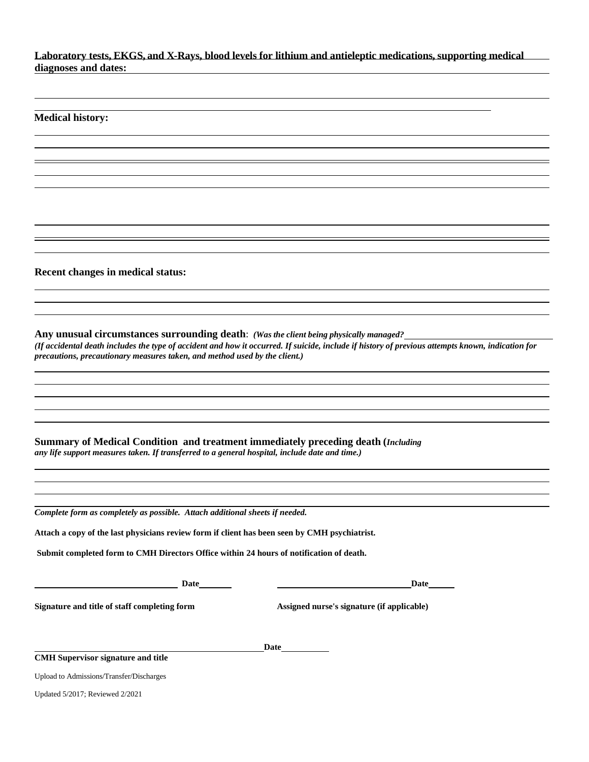**Laboratory tests, EKGS, and X-Rays, blood levels for lithium and antieleptic medications, supporting medical diagnoses and dates:**

**Medical history:**

**Recent changes in medical status:**

**Any unusual circumstances surrounding death**: ***(Was the client being physically managed?*** ______
***(If accidental death includes the type of accident and how it occurred. If suicide, include if history of previous attempts known, indication for precautions, precautionary measures taken, and method used by the client.)***

**Summary of Medical Condition and treatment immediately preceding death (*Including any life support measures taken. If transferred to a general hospital, include date and time.)***

***Complete form as completely as possible. Attach additional sheets if needed.***

**Attach a copy of the last physicians review form if client has been seen by CMH psychiatrist.**

**Submit completed form to CMH Directors Office within 24 hours of notification of death.**

______ **Date** ______　　　　______ **Date** ______

**Signature and title of staff completing form**　　　　**Assigned nurse's signature (if applicable)**

______ **Date** ______

**CMH Supervisor signature and title**

Upload to Admissions/Transfer/Discharges

Updated 5/2017; Reviewed 2/2021